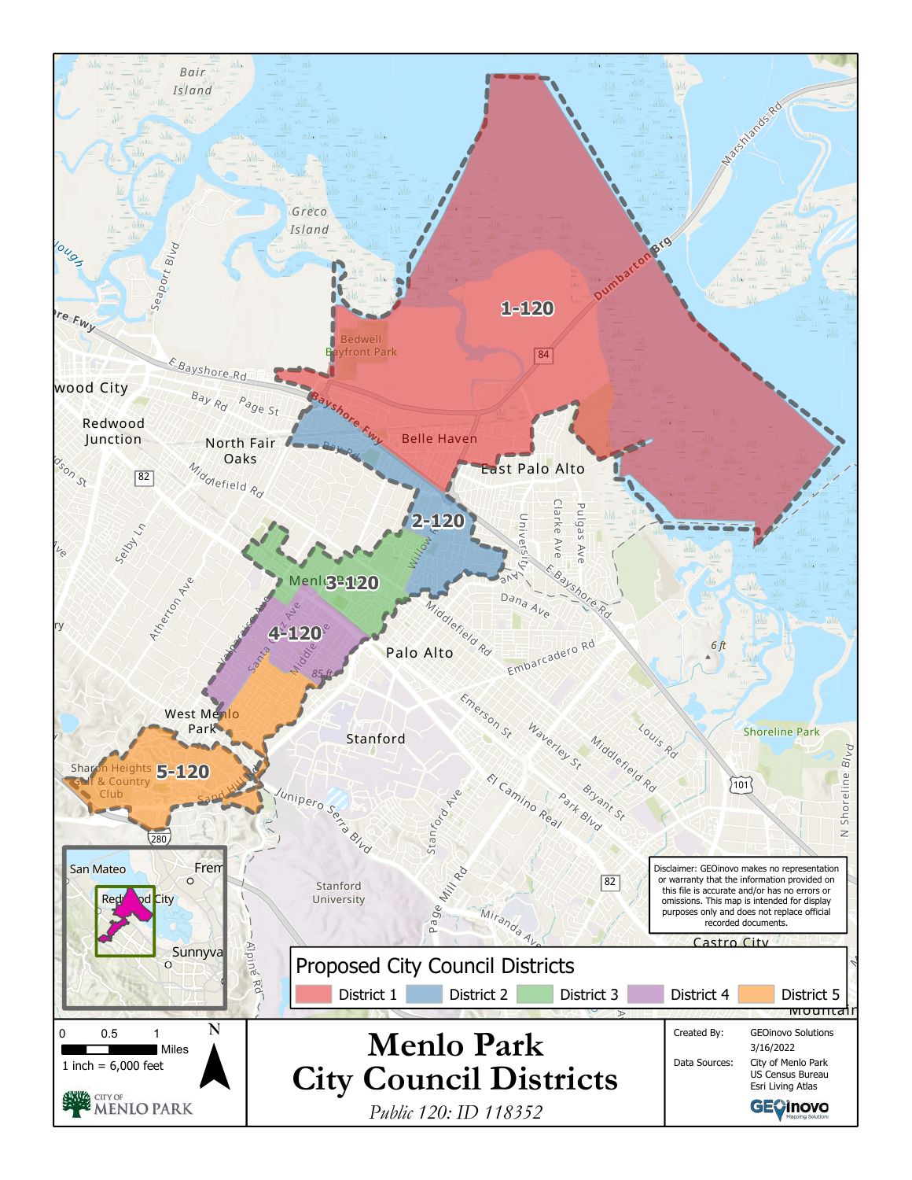# Menlo Park City Council Districts

*Public 120: ID 118352*

## Proposed City Council Districts

District 1 | District 2 | District 3 | District 4 | District 5

1-120

2-120

3-120

4-120

5-120

0 0.5 1 Miles

1 inch = 6,000 feet

N

Disclaimer: GEOinovo makes no representation or warranty that the information provided on this file is accurate and/or has no errors or omissions. This map is intended for display purposes only and does not replace official recorded documents.

Created By: GEOinovo Solutions

3/16/2022

Data Sources: City of Menlo Park, US Census Bureau, Esri Living Atlas

CITY OF MENLO PARK

GEOinovo Mapping Solutions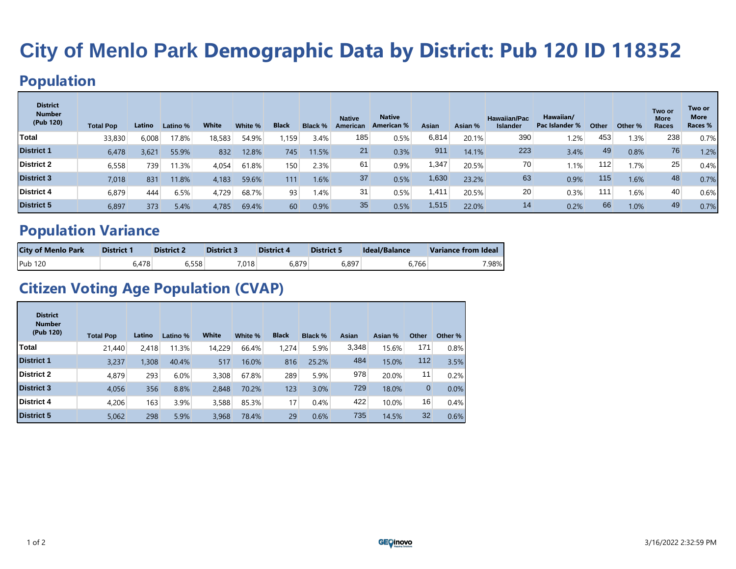# City of Menlo Park Demographic Data by District: Pub 120 ID 118352

## Population

| District Number (Pub 120) | Total Pop | Latino | Latino % | White | White % | Black | Black % | Native American | Native American % | Asian | Asian % | Hawaiian/Pac Islander | Hawaiian/ Pac Islander % | Other | Other % | Two or More Races | Two or More Races % |
|---|---|---|---|---|---|---|---|---|---|---|---|---|---|---|---|---|---|
| **Total** | 33,830 | 6,008 | 17.8% | 18,583 | 54.9% | 1,159 | 3.4% | 185 | 0.5% | 6,814 | 20.1% | 390 | 1.2% | 453 | 1.3% | 238 | 0.7% |
| **District 1** | 6,478 | 3,621 | 55.9% | 832 | 12.8% | 745 | 11.5% | 21 | 0.3% | 911 | 14.1% | 223 | 3.4% | 49 | 0.8% | 76 | 1.2% |
| **District 2** | 6,558 | 739 | 11.3% | 4,054 | 61.8% | 150 | 2.3% | 61 | 0.9% | 1,347 | 20.5% | 70 | 1.1% | 112 | 1.7% | 25 | 0.4% |
| **District 3** | 7,018 | 831 | 11.8% | 4,183 | 59.6% | 111 | 1.6% | 37 | 0.5% | 1,630 | 23.2% | 63 | 0.9% | 115 | 1.6% | 48 | 0.7% |
| **District 4** | 6,879 | 444 | 6.5% | 4,729 | 68.7% | 93 | 1.4% | 31 | 0.5% | 1,411 | 20.5% | 20 | 0.3% | 111 | 1.6% | 40 | 0.6% |
| **District 5** | 6,897 | 373 | 5.4% | 4,785 | 69.4% | 60 | 0.9% | 35 | 0.5% | 1,515 | 22.0% | 14 | 0.2% | 66 | 1.0% | 49 | 0.7% |

## Population Variance

| City of Menlo Park | District 1 | District 2 | District 3 | District 4 | District 5 | Ideal/Balance | Variance from Ideal |
|---|---|---|---|---|---|---|---|
| Pub 120 | 6,478 | 6,558 | 7,018 | 6,879 | 6,897 | 6,766 | 7.98% |

## Citizen Voting Age Population (CVAP)

| District Number (Pub 120) | Total Pop | Latino | Latino % | White | White % | Black | Black % | Asian | Asian % | Other | Other % |
|---|---|---|---|---|---|---|---|---|---|---|---|
| **Total** | 21,440 | 2,418 | 11.3% | 14,229 | 66.4% | 1,274 | 5.9% | 3,348 | 15.6% | 171 | 0.8% |
| **District 1** | 3,237 | 1,308 | 40.4% | 517 | 16.0% | 816 | 25.2% | 484 | 15.0% | 112 | 3.5% |
| **District 2** | 4,879 | 293 | 6.0% | 3,308 | 67.8% | 289 | 5.9% | 978 | 20.0% | 11 | 0.2% |
| **District 3** | 4,056 | 356 | 8.8% | 2,848 | 70.2% | 123 | 3.0% | 729 | 18.0% | 0 | 0.0% |
| **District 4** | 4,206 | 163 | 3.9% | 3,588 | 85.3% | 17 | 0.4% | 422 | 10.0% | 16 | 0.4% |
| **District 5** | 5,062 | 298 | 5.9% | 3,968 | 78.4% | 29 | 0.6% | 735 | 14.5% | 32 | 0.6% |

3/16/2022 2:32:59 PM